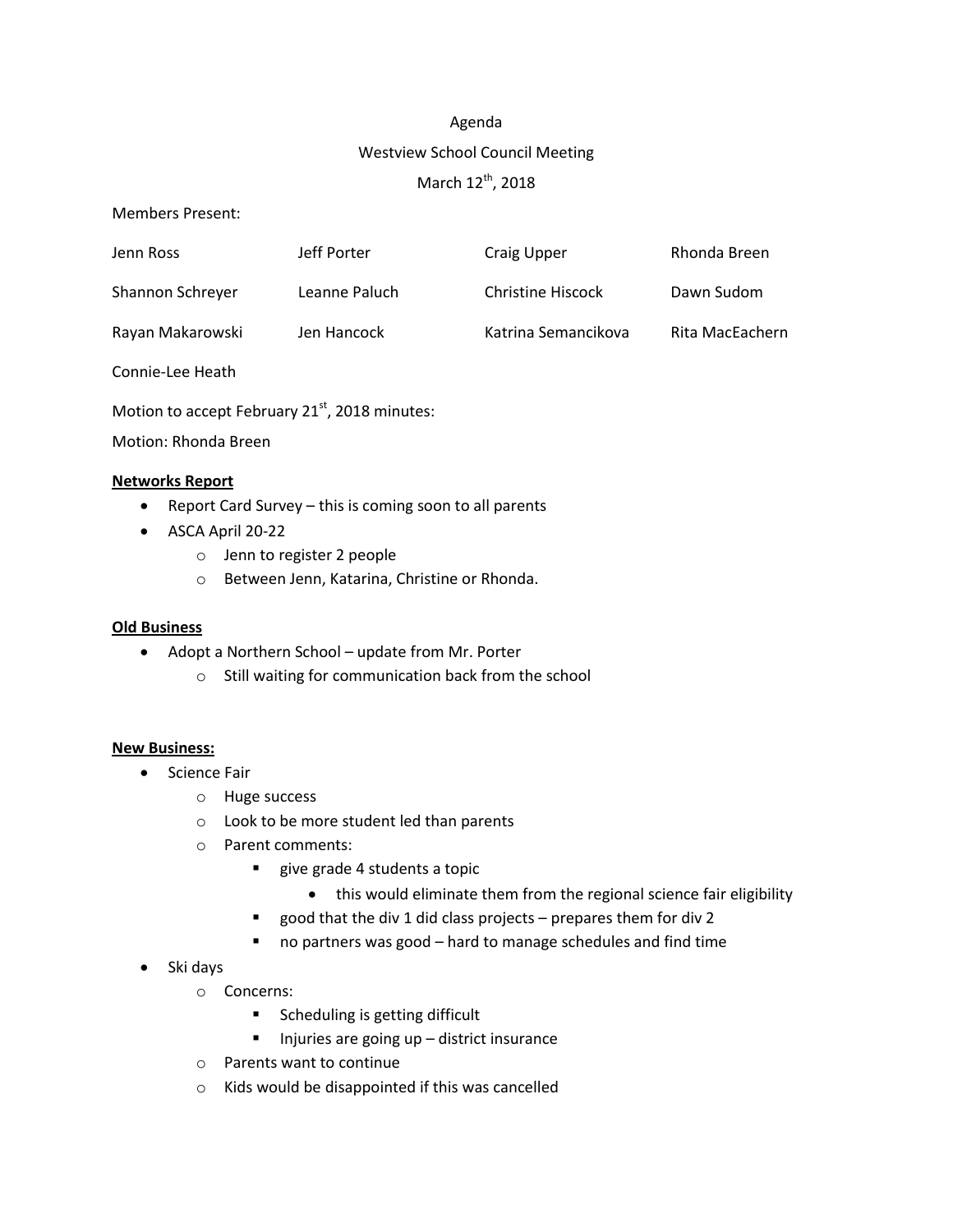Agenda

Westview School Council Meeting

March 12th, 2018

Members Present:

| | | | |
|---|---|---|---|
| Jenn Ross | Jeff Porter | Craig Upper | Rhonda Breen |
| Shannon Schreyer | Leanne Paluch | Christine Hiscock | Dawn Sudom |
| Rayan Makarowski | Jen Hancock | Katrina Semancikova | Rita MacEachern |
| Connie-Lee Heath | | | |

Motion to accept February 21st, 2018 minutes:

Motion: Rhonda Breen

**Networks Report**

- Report Card Survey – this is coming soon to all parents
- ASCA April 20-22
    - Jenn to register 2 people
    - Between Jenn, Katarina, Christine or Rhonda.

**Old Business**

- Adopt a Northern School – update from Mr. Porter
    - Still waiting for communication back from the school

**New Business:**

- Science Fair
    - Huge success
    - Look to be more student led than parents
    - Parent comments:
        - give grade 4 students a topic
            - this would eliminate them from the regional science fair eligibility
        - good that the div 1 did class projects – prepares them for div 2
        - no partners was good – hard to manage schedules and find time
- Ski days
    - Concerns:
        - Scheduling is getting difficult
        - Injuries are going up – district insurance
    - Parents want to continue
    - Kids would be disappointed if this was cancelled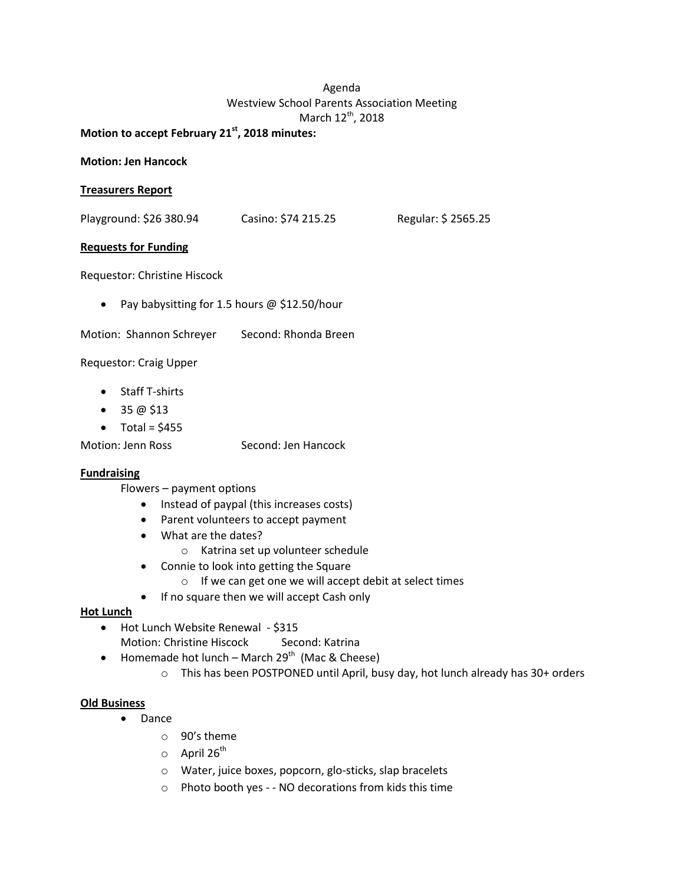Agenda

Westview School Parents Association Meeting

March 12th, 2018

**Motion to accept February 21st, 2018 minutes:**

**Motion: Jen Hancock**

**<u>Treasurers Report</u>**

Playground: $26 380.94 Casino: $74 215.25 Regular: $ 2565.25

**<u>Requests for Funding</u>**

Requestor: Christine Hiscock

- Pay babysitting for 1.5 hours @ $12.50/hour

Motion: Shannon Schreyer Second: Rhonda Breen

Requestor: Craig Upper

- Staff T-shirts
- 35 @ $13
- Total = $455

Motion: Jenn Ross Second: Jen Hancock

**<u>Fundraising</u>**

Flowers – payment options

- Instead of paypal (this increases costs)
- Parent volunteers to accept payment
- What are the dates?
  - Katrina set up volunteer schedule
- Connie to look into getting the Square
  - If we can get one we will accept debit at select times
- If no square then we will accept Cash only

**<u>Hot Lunch</u>**

- Hot Lunch Website Renewal - $315
  Motion: Christine Hiscock Second: Katrina
- Homemade hot lunch – March 29th (Mac & Cheese)
  - This has been POSTPONED until April, busy day, hot lunch already has 30+ orders

**<u>Old Business</u>**

- Dance
  - 90's theme
  - April 26th
  - Water, juice boxes, popcorn, glo-sticks, slap bracelets
  - Photo booth yes - - NO decorations from kids this time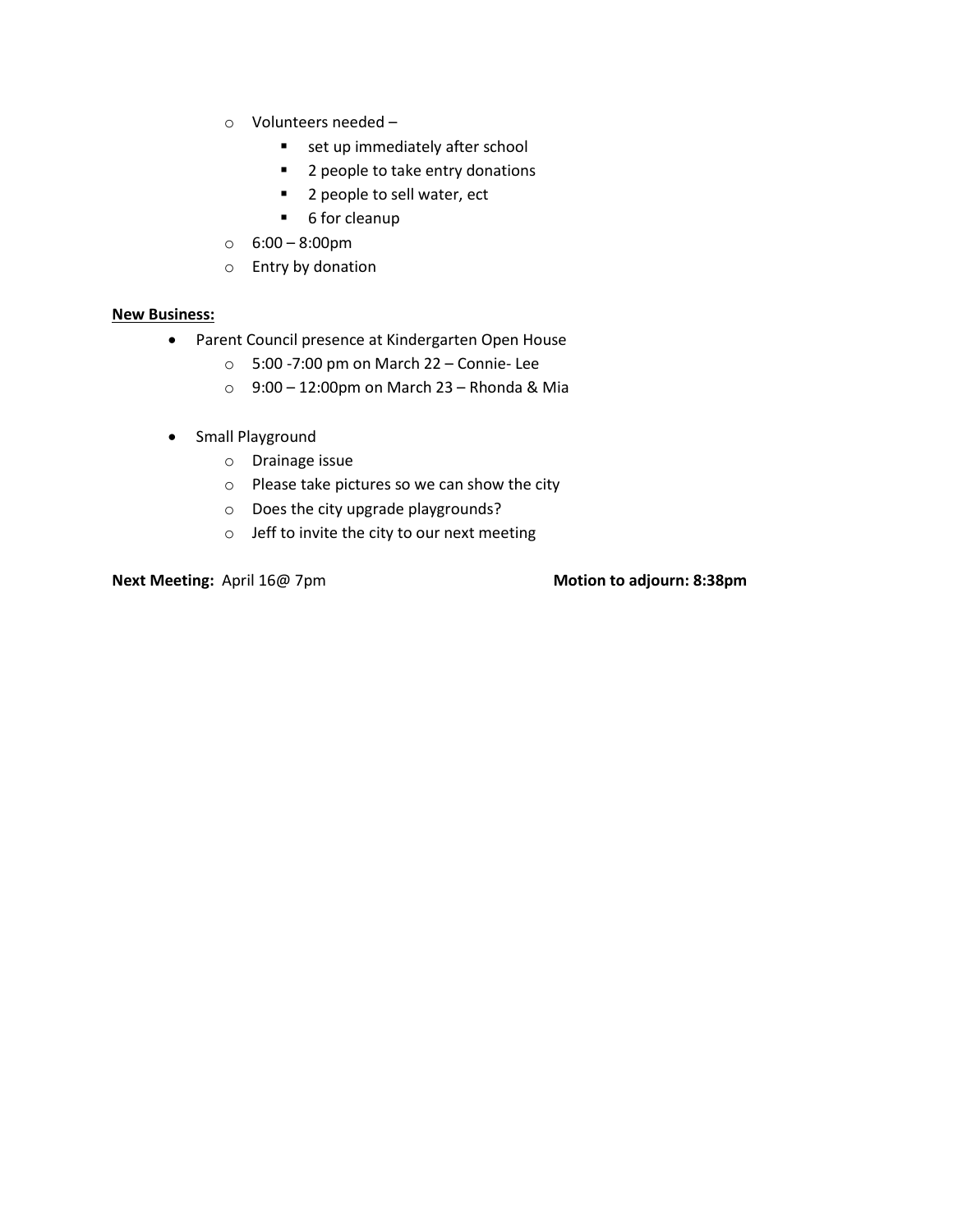- Volunteers needed –
    - set up immediately after school
    - 2 people to take entry donations
    - 2 people to sell water, ect
    - 6 for cleanup
- 6:00 – 8:00pm
- Entry by donation

**New Business:**

- Parent Council presence at Kindergarten Open House
    - 5:00 -7:00 pm on March 22 – Connie- Lee
    - 9:00 – 12:00pm on March 23 – Rhonda & Mia

- Small Playground
    - Drainage issue
    - Please take pictures so we can show the city
    - Does the city upgrade playgrounds?
    - Jeff to invite the city to our next meeting

**Next Meeting:** April 16@ 7pm

**Motion to adjourn: 8:38pm**